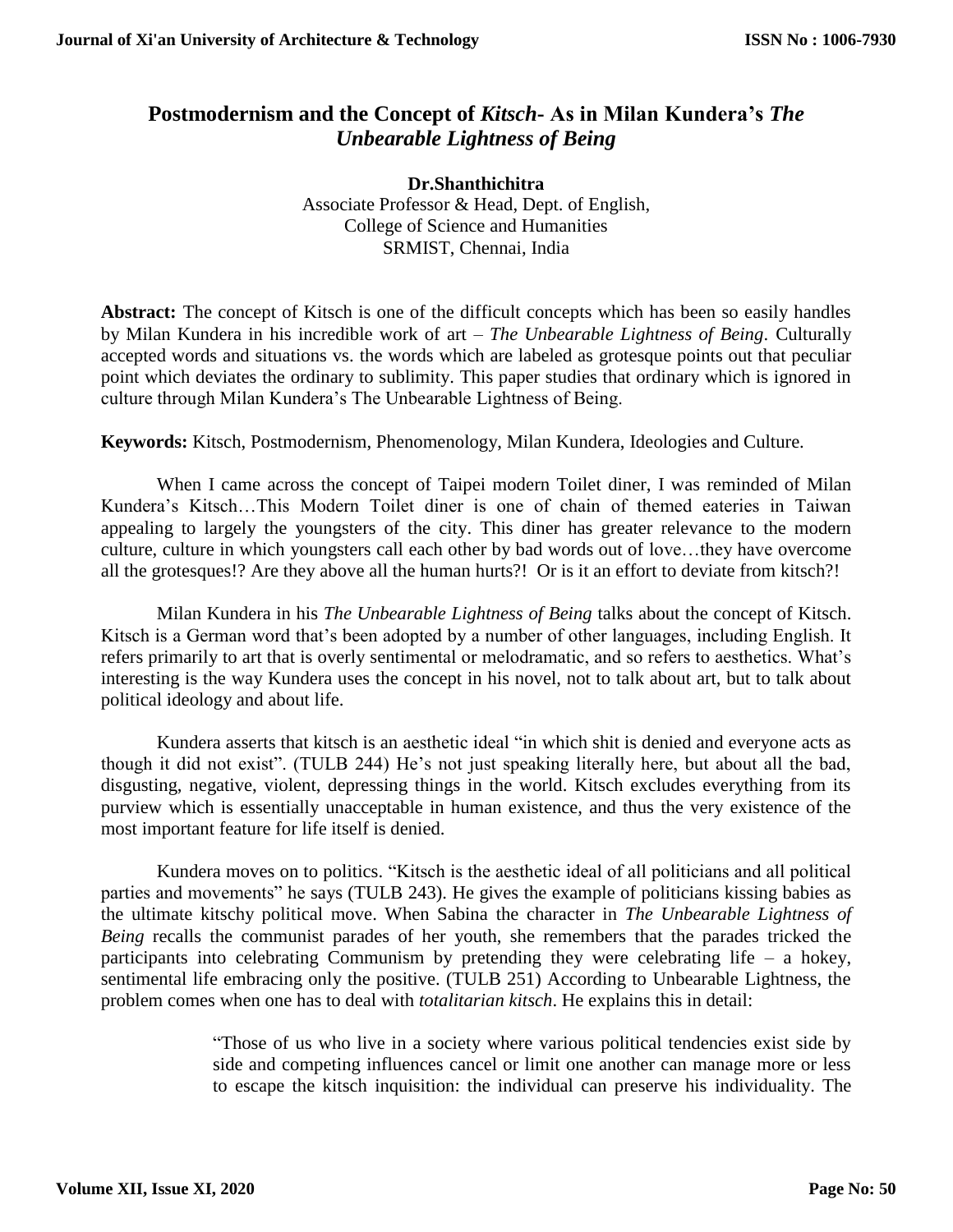# Postmodernism and the Concept of *Kitsch*- As in Milan Kundera's *The Unbearable Lightness of Being*

**Dr.Shanthichitra**
Associate Professor & Head, Dept. of English,
College of Science and Humanities
SRMIST, Chennai, India

**Abstract:** The concept of Kitsch is one of the difficult concepts which has been so easily handles by Milan Kundera in his incredible work of art – *The Unbearable Lightness of Being*. Culturally accepted words and situations vs. the words which are labeled as grotesque points out that peculiar point which deviates the ordinary to sublimity. This paper studies that ordinary which is ignored in culture through Milan Kundera's The Unbearable Lightness of Being.

**Keywords:** Kitsch, Postmodernism, Phenomenology, Milan Kundera, Ideologies and Culture.

When I came across the concept of Taipei modern Toilet diner, I was reminded of Milan Kundera's Kitsch…This Modern Toilet diner is one of chain of themed eateries in Taiwan appealing to largely the youngsters of the city. This diner has greater relevance to the modern culture, culture in which youngsters call each other by bad words out of love…they have overcome all the grotesques!? Are they above all the human hurts?! Or is it an effort to deviate from kitsch?!

Milan Kundera in his *The Unbearable Lightness of Being* talks about the concept of Kitsch. Kitsch is a German word that's been adopted by a number of other languages, including English. It refers primarily to art that is overly sentimental or melodramatic, and so refers to aesthetics. What's interesting is the way Kundera uses the concept in his novel, not to talk about art, but to talk about political ideology and about life.

Kundera asserts that kitsch is an aesthetic ideal "in which shit is denied and everyone acts as though it did not exist". (TULB 244) He's not just speaking literally here, but about all the bad, disgusting, negative, violent, depressing things in the world. Kitsch excludes everything from its purview which is essentially unacceptable in human existence, and thus the very existence of the most important feature for life itself is denied.

Kundera moves on to politics. "Kitsch is the aesthetic ideal of all politicians and all political parties and movements" he says (TULB 243). He gives the example of politicians kissing babies as the ultimate kitschy political move. When Sabina the character in *The Unbearable Lightness of Being* recalls the communist parades of her youth, she remembers that the parades tricked the participants into celebrating Communism by pretending they were celebrating life – a hokey, sentimental life embracing only the positive. (TULB 251) According to Unbearable Lightness, the problem comes when one has to deal with *totalitarian kitsch*. He explains this in detail:

> "Those of us who live in a society where various political tendencies exist side by side and competing influences cancel or limit one another can manage more or less to escape the kitsch inquisition: the individual can preserve his individuality. The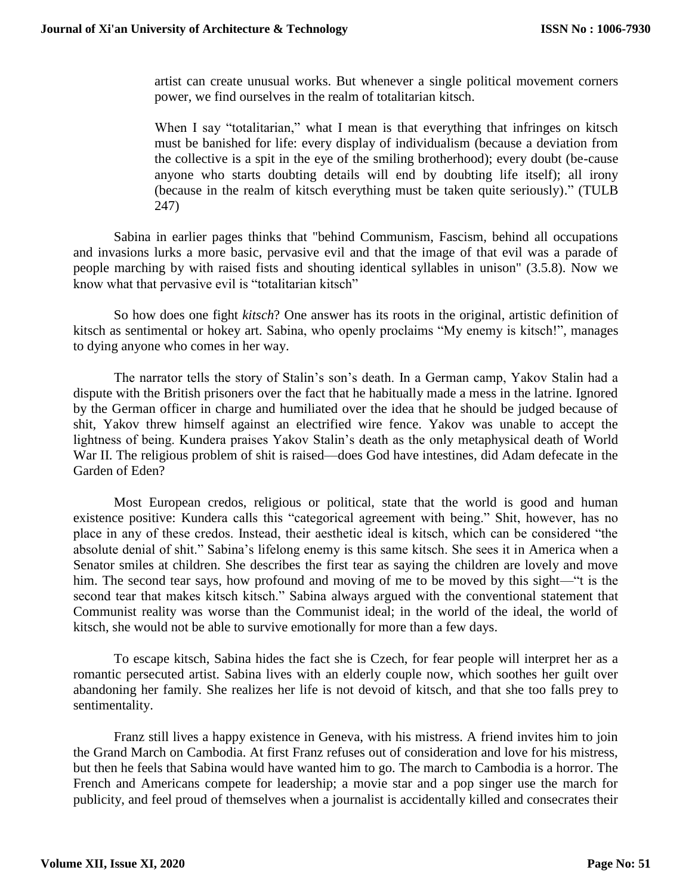> artist can create unusual works. But whenever a single political movement corners power, we find ourselves in the realm of totalitarian kitsch.
>
> When I say "totalitarian," what I mean is that everything that infringes on kitsch must be banished for life: every display of individualism (because a deviation from the collective is a spit in the eye of the smiling brotherhood); every doubt (be-cause anyone who starts doubting details will end by doubting life itself); all irony (because in the realm of kitsch everything must be taken quite seriously)." (TULB 247)

Sabina in earlier pages thinks that "behind Communism, Fascism, behind all occupations and invasions lurks a more basic, pervasive evil and that the image of that evil was a parade of people marching by with raised fists and shouting identical syllables in unison" (3.5.8). Now we know what that pervasive evil is "totalitarian kitsch"

So how does one fight *kitsch*? One answer has its roots in the original, artistic definition of kitsch as sentimental or hokey art. Sabina, who openly proclaims "My enemy is kitsch!", manages to dying anyone who comes in her way.

The narrator tells the story of Stalin's son's death. In a German camp, Yakov Stalin had a dispute with the British prisoners over the fact that he habitually made a mess in the latrine. Ignored by the German officer in charge and humiliated over the idea that he should be judged because of shit, Yakov threw himself against an electrified wire fence. Yakov was unable to accept the lightness of being. Kundera praises Yakov Stalin's death as the only metaphysical death of World War II. The religious problem of shit is raised—does God have intestines, did Adam defecate in the Garden of Eden?

Most European credos, religious or political, state that the world is good and human existence positive: Kundera calls this "categorical agreement with being." Shit, however, has no place in any of these credos. Instead, their aesthetic ideal is kitsch, which can be considered "the absolute denial of shit." Sabina's lifelong enemy is this same kitsch. She sees it in America when a Senator smiles at children. She describes the first tear as saying the children are lovely and move him. The second tear says, how profound and moving of me to be moved by this sight—"t is the second tear that makes kitsch kitsch." Sabina always argued with the conventional statement that Communist reality was worse than the Communist ideal; in the world of the ideal, the world of kitsch, she would not be able to survive emotionally for more than a few days.

To escape kitsch, Sabina hides the fact she is Czech, for fear people will interpret her as a romantic persecuted artist. Sabina lives with an elderly couple now, which soothes her guilt over abandoning her family. She realizes her life is not devoid of kitsch, and that she too falls prey to sentimentality.

Franz still lives a happy existence in Geneva, with his mistress. A friend invites him to join the Grand March on Cambodia. At first Franz refuses out of consideration and love for his mistress, but then he feels that Sabina would have wanted him to go. The march to Cambodia is a horror. The French and Americans compete for leadership; a movie star and a pop singer use the march for publicity, and feel proud of themselves when a journalist is accidentally killed and consecrates their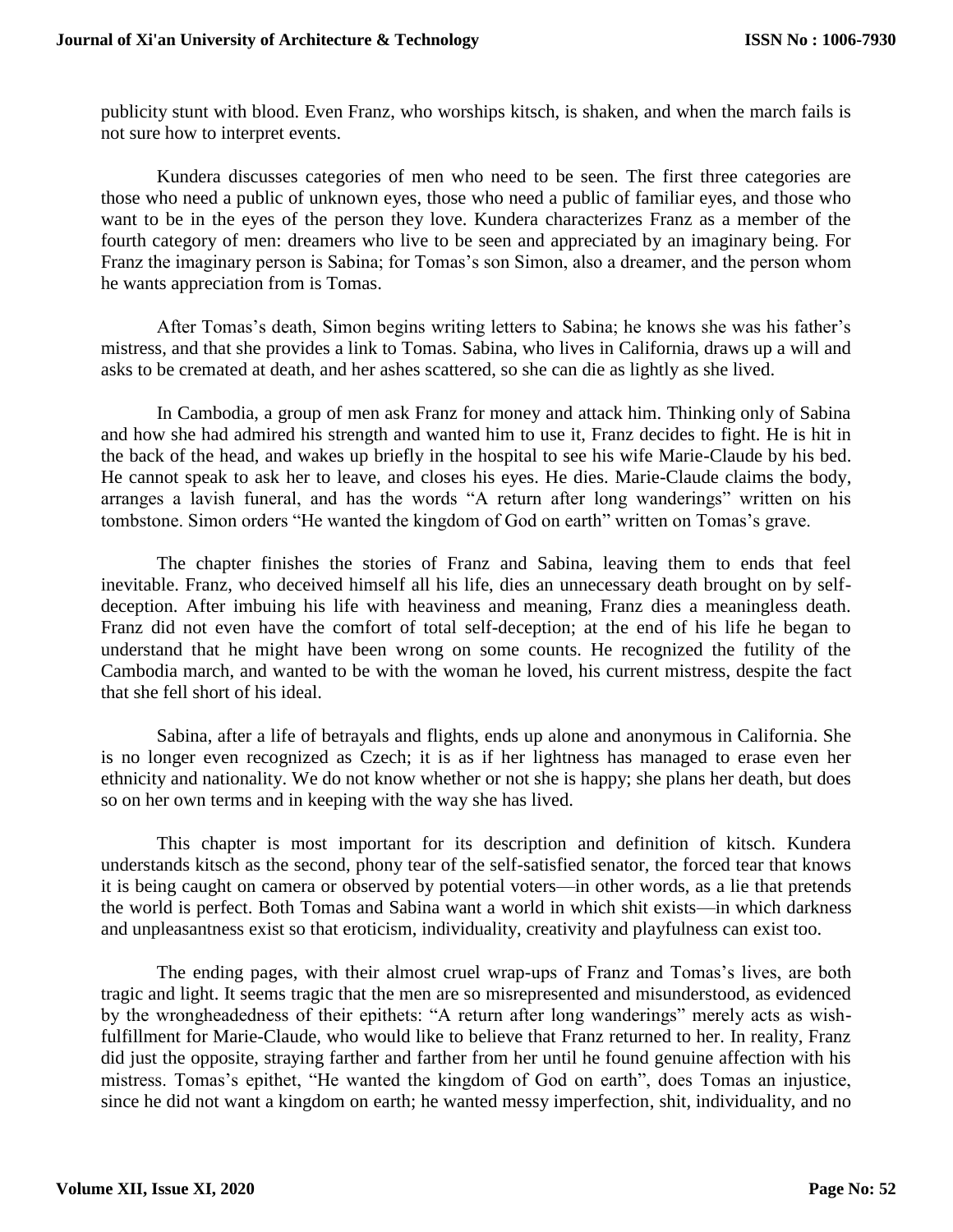publicity stunt with blood. Even Franz, who worships kitsch, is shaken, and when the march fails is not sure how to interpret events.

Kundera discusses categories of men who need to be seen. The first three categories are those who need a public of unknown eyes, those who need a public of familiar eyes, and those who want to be in the eyes of the person they love. Kundera characterizes Franz as a member of the fourth category of men: dreamers who live to be seen and appreciated by an imaginary being. For Franz the imaginary person is Sabina; for Tomas's son Simon, also a dreamer, and the person whom he wants appreciation from is Tomas.

After Tomas's death, Simon begins writing letters to Sabina; he knows she was his father's mistress, and that she provides a link to Tomas. Sabina, who lives in California, draws up a will and asks to be cremated at death, and her ashes scattered, so she can die as lightly as she lived.

In Cambodia, a group of men ask Franz for money and attack him. Thinking only of Sabina and how she had admired his strength and wanted him to use it, Franz decides to fight. He is hit in the back of the head, and wakes up briefly in the hospital to see his wife Marie-Claude by his bed. He cannot speak to ask her to leave, and closes his eyes. He dies. Marie-Claude claims the body, arranges a lavish funeral, and has the words "A return after long wanderings" written on his tombstone. Simon orders "He wanted the kingdom of God on earth" written on Tomas's grave.

The chapter finishes the stories of Franz and Sabina, leaving them to ends that feel inevitable. Franz, who deceived himself all his life, dies an unnecessary death brought on by self-deception. After imbuing his life with heaviness and meaning, Franz dies a meaningless death. Franz did not even have the comfort of total self-deception; at the end of his life he began to understand that he might have been wrong on some counts. He recognized the futility of the Cambodia march, and wanted to be with the woman he loved, his current mistress, despite the fact that she fell short of his ideal.

Sabina, after a life of betrayals and flights, ends up alone and anonymous in California. She is no longer even recognized as Czech; it is as if her lightness has managed to erase even her ethnicity and nationality. We do not know whether or not she is happy; she plans her death, but does so on her own terms and in keeping with the way she has lived.

This chapter is most important for its description and definition of kitsch. Kundera understands kitsch as the second, phony tear of the self-satisfied senator, the forced tear that knows it is being caught on camera or observed by potential voters—in other words, as a lie that pretends the world is perfect. Both Tomas and Sabina want a world in which shit exists—in which darkness and unpleasantness exist so that eroticism, individuality, creativity and playfulness can exist too.

The ending pages, with their almost cruel wrap-ups of Franz and Tomas's lives, are both tragic and light. It seems tragic that the men are so misrepresented and misunderstood, as evidenced by the wrongheadedness of their epithets: "A return after long wanderings" merely acts as wish-fulfillment for Marie-Claude, who would like to believe that Franz returned to her. In reality, Franz did just the opposite, straying farther and farther from her until he found genuine affection with his mistress. Tomas's epithet, "He wanted the kingdom of God on earth", does Tomas an injustice, since he did not want a kingdom on earth; he wanted messy imperfection, shit, individuality, and no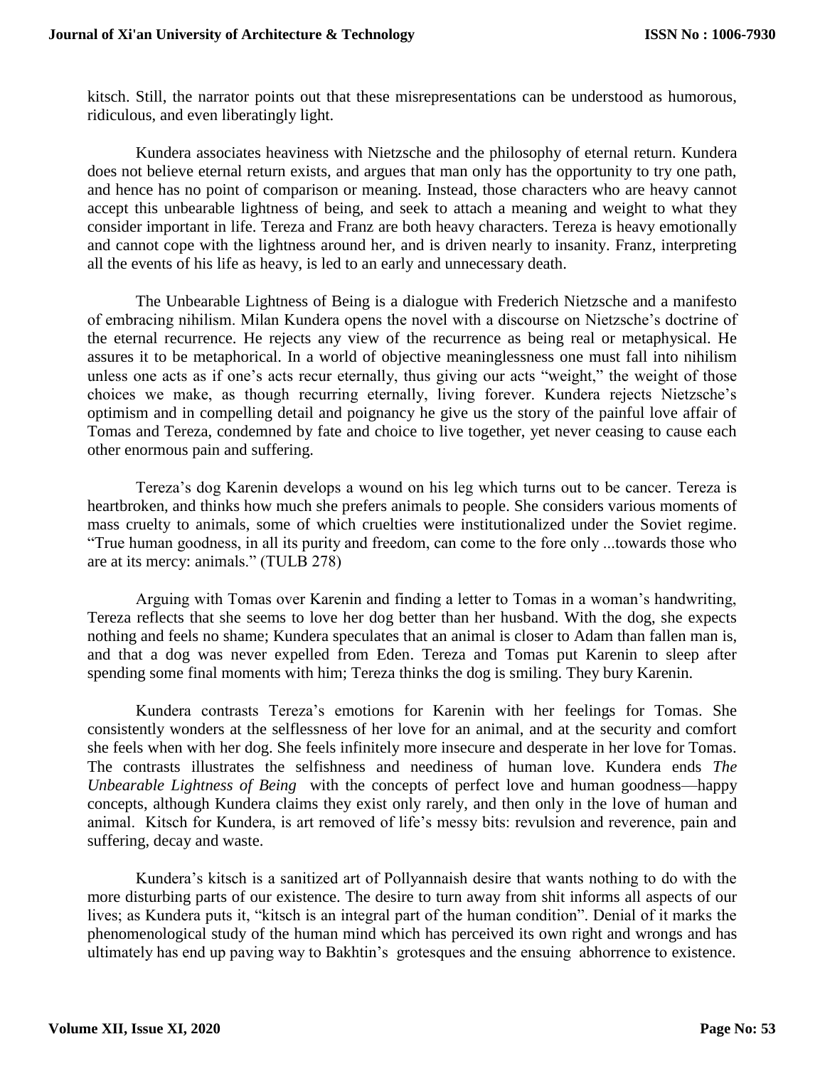kitsch. Still, the narrator points out that these misrepresentations can be understood as humorous, ridiculous, and even liberatingly light.

Kundera associates heaviness with Nietzsche and the philosophy of eternal return. Kundera does not believe eternal return exists, and argues that man only has the opportunity to try one path, and hence has no point of comparison or meaning. Instead, those characters who are heavy cannot accept this unbearable lightness of being, and seek to attach a meaning and weight to what they consider important in life. Tereza and Franz are both heavy characters. Tereza is heavy emotionally and cannot cope with the lightness around her, and is driven nearly to insanity. Franz, interpreting all the events of his life as heavy, is led to an early and unnecessary death.

The Unbearable Lightness of Being is a dialogue with Frederich Nietzsche and a manifesto of embracing nihilism. Milan Kundera opens the novel with a discourse on Nietzsche's doctrine of the eternal recurrence. He rejects any view of the recurrence as being real or metaphysical. He assures it to be metaphorical. In a world of objective meaninglessness one must fall into nihilism unless one acts as if one's acts recur eternally, thus giving our acts "weight," the weight of those choices we make, as though recurring eternally, living forever. Kundera rejects Nietzsche's optimism and in compelling detail and poignancy he give us the story of the painful love affair of Tomas and Tereza, condemned by fate and choice to live together, yet never ceasing to cause each other enormous pain and suffering.

Tereza's dog Karenin develops a wound on his leg which turns out to be cancer. Tereza is heartbroken, and thinks how much she prefers animals to people. She considers various moments of mass cruelty to animals, some of which cruelties were institutionalized under the Soviet regime. "True human goodness, in all its purity and freedom, can come to the fore only ...towards those who are at its mercy: animals." (TULB 278)

Arguing with Tomas over Karenin and finding a letter to Tomas in a woman's handwriting, Tereza reflects that she seems to love her dog better than her husband. With the dog, she expects nothing and feels no shame; Kundera speculates that an animal is closer to Adam than fallen man is, and that a dog was never expelled from Eden. Tereza and Tomas put Karenin to sleep after spending some final moments with him; Tereza thinks the dog is smiling. They bury Karenin.

Kundera contrasts Tereza's emotions for Karenin with her feelings for Tomas. She consistently wonders at the selflessness of her love for an animal, and at the security and comfort she feels when with her dog. She feels infinitely more insecure and desperate in her love for Tomas. The contrasts illustrates the selfishness and neediness of human love. Kundera ends *The Unbearable Lightness of Being* with the concepts of perfect love and human goodness—happy concepts, although Kundera claims they exist only rarely, and then only in the love of human and animal. Kitsch for Kundera, is art removed of life's messy bits: revulsion and reverence, pain and suffering, decay and waste.

Kundera's kitsch is a sanitized art of Pollyannaish desire that wants nothing to do with the more disturbing parts of our existence. The desire to turn away from shit informs all aspects of our lives; as Kundera puts it, "kitsch is an integral part of the human condition". Denial of it marks the phenomenological study of the human mind which has perceived its own right and wrongs and has ultimately has end up paving way to Bakhtin's grotesques and the ensuing abhorrence to existence.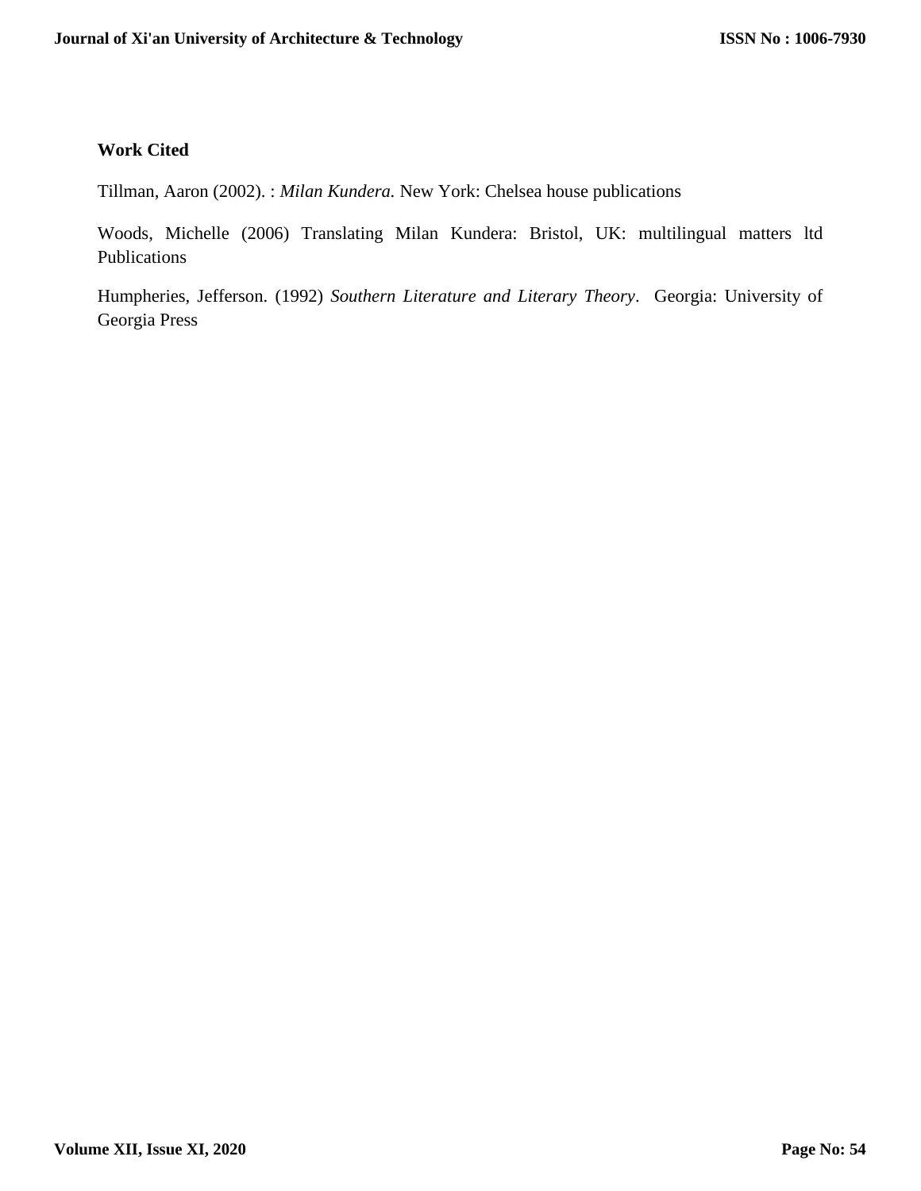## Work Cited

Tillman, Aaron (2002). : *Milan Kundera.* New York: Chelsea house publications

Woods, Michelle (2006) Translating Milan Kundera: Bristol, UK: multilingual matters ltd Publications

Humpheries, Jefferson. (1992) *Southern Literature and Literary Theory*. Georgia: University of Georgia Press